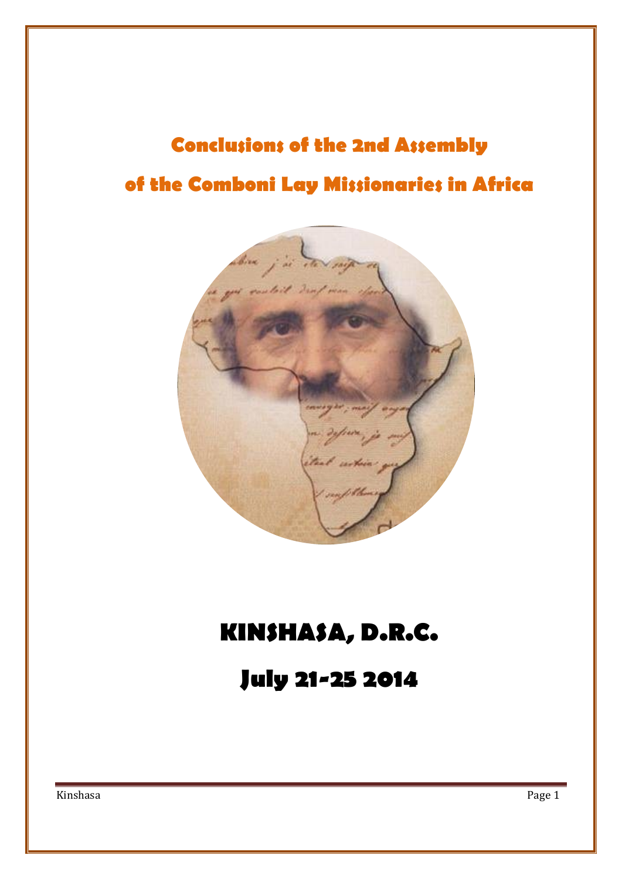# Conclusions of the 2nd Assembly of the Comboni Lay Missionaries in Africa

# KINSHASA, D.R.C.

# July 21-25 2014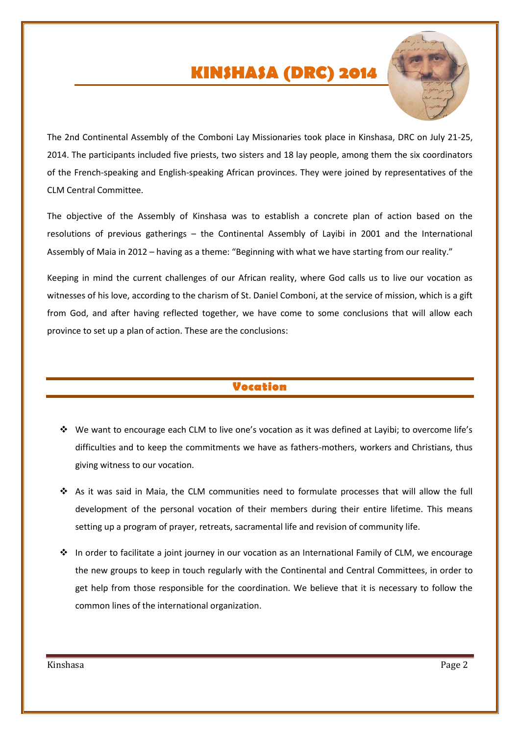# KINSHASA (DRC) 2014

The 2nd Continental Assembly of the Comboni Lay Missionaries took place in Kinshasa, DRC on July 21-25, 2014. The participants included five priests, two sisters and 18 lay people, among them the six coordinators of the French-speaking and English-speaking African provinces. They were joined by representatives of the CLM Central Committee.

The objective of the Assembly of Kinshasa was to establish a concrete plan of action based on the resolutions of previous gatherings – the Continental Assembly of Layibi in 2001 and the International Assembly of Maia in 2012 – having as a theme: "Beginning with what we have starting from our reality."

Keeping in mind the current challenges of our African reality, where God calls us to live our vocation as witnesses of his love, according to the charism of St. Daniel Comboni, at the service of mission, which is a gift from God, and after having reflected together, we have come to some conclusions that will allow each province to set up a plan of action. These are the conclusions:

## Vocation

- We want to encourage each CLM to live one's vocation as it was defined at Layibi; to overcome life's difficulties and to keep the commitments we have as fathers-mothers, workers and Christians, thus giving witness to our vocation.
- As it was said in Maia, the CLM communities need to formulate processes that will allow the full development of the personal vocation of their members during their entire lifetime. This means setting up a program of prayer, retreats, sacramental life and revision of community life.
- In order to facilitate a joint journey in our vocation as an International Family of CLM, we encourage the new groups to keep in touch regularly with the Continental and Central Committees, in order to get help from those responsible for the coordination. We believe that it is necessary to follow the common lines of the international organization.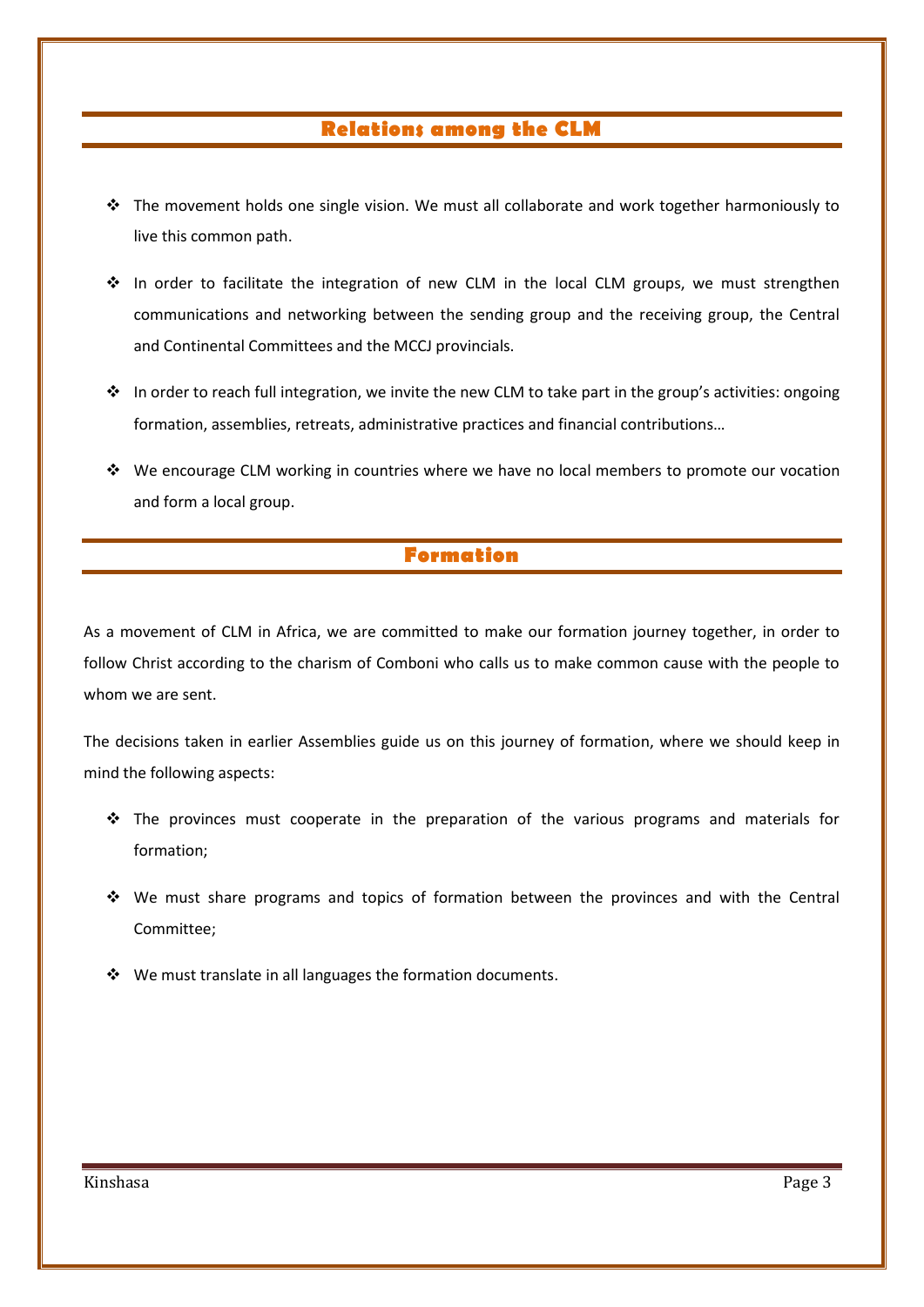## Relations among the CLM

- The movement holds one single vision. We must all collaborate and work together harmoniously to live this common path.
- In order to facilitate the integration of new CLM in the local CLM groups, we must strengthen communications and networking between the sending group and the receiving group, the Central and Continental Committees and the MCCJ provincials.
- In order to reach full integration, we invite the new CLM to take part in the group's activities: ongoing formation, assemblies, retreats, administrative practices and financial contributions…
- We encourage CLM working in countries where we have no local members to promote our vocation and form a local group.

## Formation

As a movement of CLM in Africa, we are committed to make our formation journey together, in order to follow Christ according to the charism of Comboni who calls us to make common cause with the people to whom we are sent.

The decisions taken in earlier Assemblies guide us on this journey of formation, where we should keep in mind the following aspects:

- The provinces must cooperate in the preparation of the various programs and materials for formation;
- We must share programs and topics of formation between the provinces and with the Central Committee;
- We must translate in all languages the formation documents.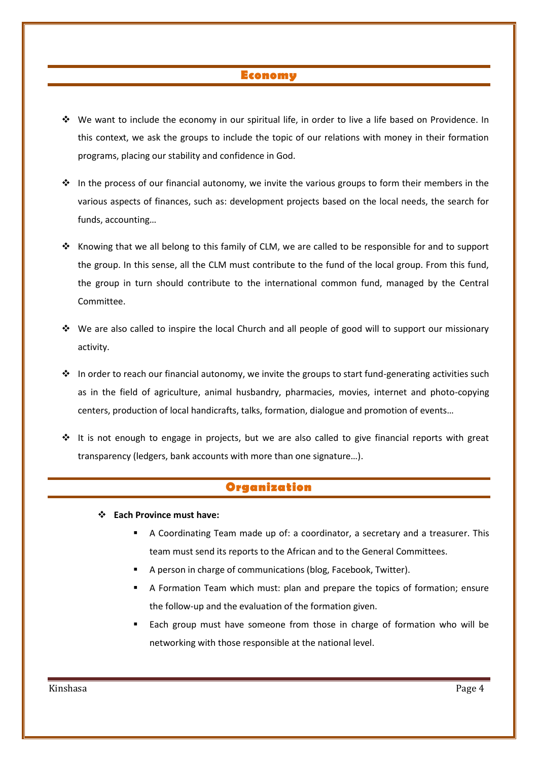## Economy

- We want to include the economy in our spiritual life, in order to live a life based on Providence. In this context, we ask the groups to include the topic of our relations with money in their formation programs, placing our stability and confidence in God.
- In the process of our financial autonomy, we invite the various groups to form their members in the various aspects of finances, such as: development projects based on the local needs, the search for funds, accounting…
- Knowing that we all belong to this family of CLM, we are called to be responsible for and to support the group. In this sense, all the CLM must contribute to the fund of the local group. From this fund, the group in turn should contribute to the international common fund, managed by the Central Committee.
- We are also called to inspire the local Church and all people of good will to support our missionary activity.
- In order to reach our financial autonomy, we invite the groups to start fund-generating activities such as in the field of agriculture, animal husbandry, pharmacies, movies, internet and photo-copying centers, production of local handicrafts, talks, formation, dialogue and promotion of events…
- It is not enough to engage in projects, but we are also called to give financial reports with great transparency (ledgers, bank accounts with more than one signature…).

## Organization

- **Each Province must have:**
  - A Coordinating Team made up of: a coordinator, a secretary and a treasurer. This team must send its reports to the African and to the General Committees.
  - A person in charge of communications (blog, Facebook, Twitter).
  - A Formation Team which must: plan and prepare the topics of formation; ensure the follow-up and the evaluation of the formation given.
  - Each group must have someone from those in charge of formation who will be networking with those responsible at the national level.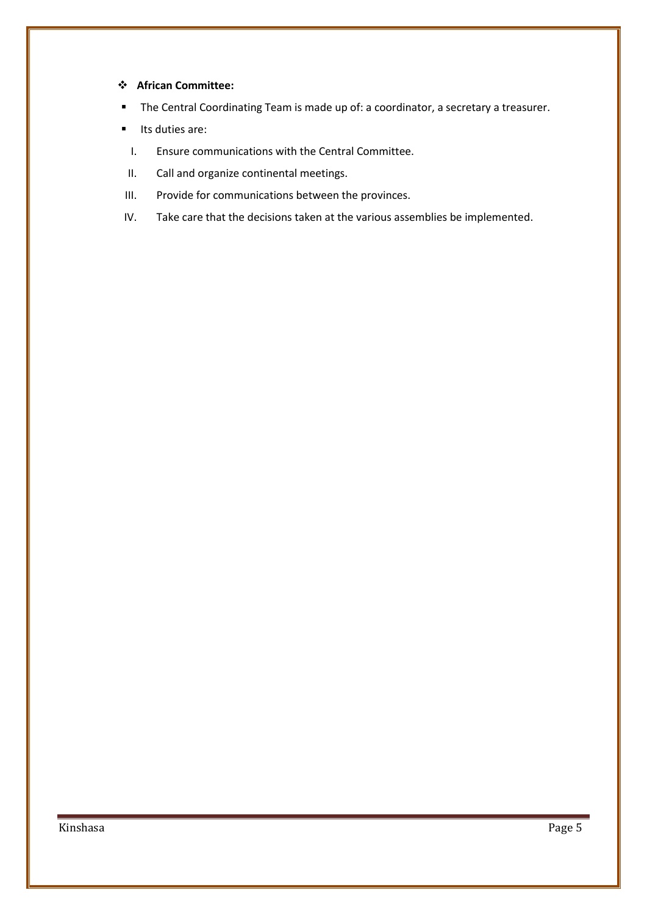- **African Committee:**

- The Central Coordinating Team is made up of: a coordinator, a secretary a treasurer.
- Its duties are:

I. Ensure communications with the Central Committee.

II. Call and organize continental meetings.

III. Provide for communications between the provinces.

IV. Take care that the decisions taken at the various assemblies be implemented.